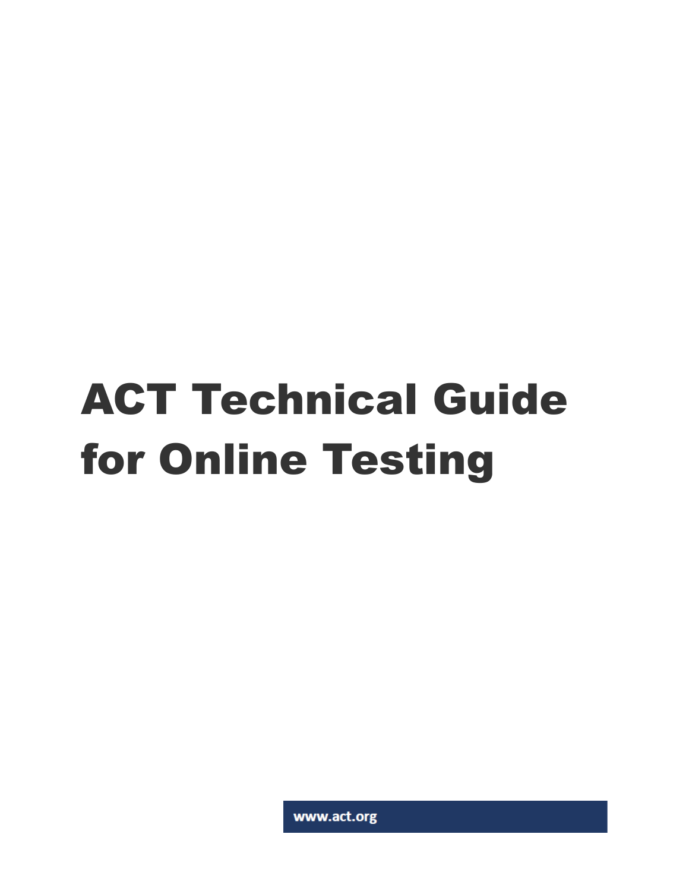# ACT Technical Guide for Online Testing

www.act.org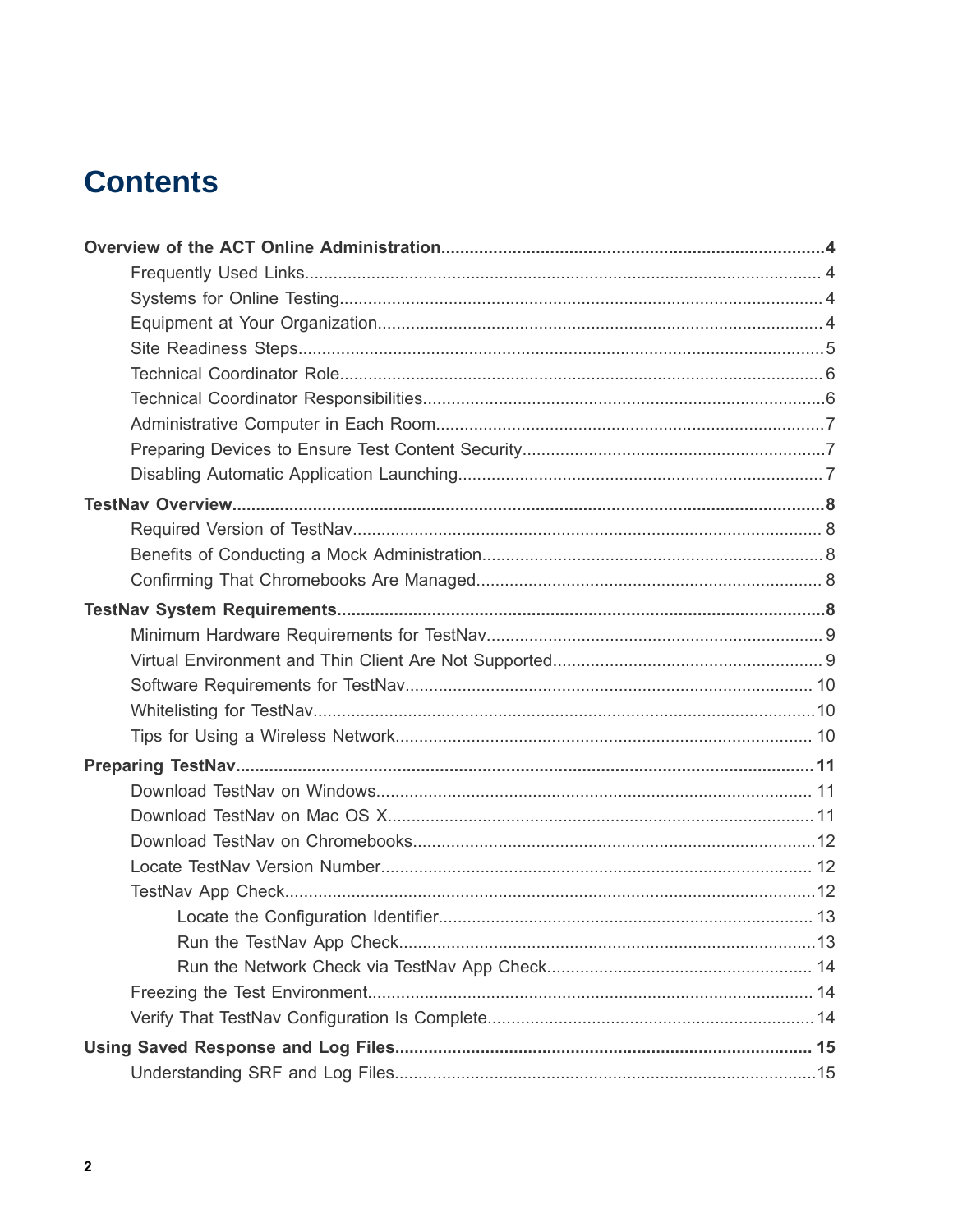# Contents

**Overview of the ACT Online Administration....4**
- Frequently Used Links....4
- Systems for Online Testing....4
- Equipment at Your Organization....4
- Site Readiness Steps....5
- Technical Coordinator Role....6
- Technical Coordinator Responsibilities....6
- Administrative Computer in Each Room....7
- Preparing Devices to Ensure Test Content Security....7
- Disabling Automatic Application Launching....7

**TestNav Overview....8**
- Required Version of TestNav....8
- Benefits of Conducting a Mock Administration....8
- Confirming That Chromebooks Are Managed....8

**TestNav System Requirements....8**
- Minimum Hardware Requirements for TestNav....9
- Virtual Environment and Thin Client Are Not Supported....9
- Software Requirements for TestNav....10
- Whitelisting for TestNav....10
- Tips for Using a Wireless Network....10

**Preparing TestNav....11**
- Download TestNav on Windows....11
- Download TestNav on Mac OS X....11
- Download TestNav on Chromebooks....12
- Locate TestNav Version Number....12
- TestNav App Check....12
  - Locate the Configuration Identifier....13
  - Run the TestNav App Check....13
  - Run the Network Check via TestNav App Check....14
- Freezing the Test Environment....14
- Verify That TestNav Configuration Is Complete....14

**Using Saved Response and Log Files....15**
- Understanding SRF and Log Files....15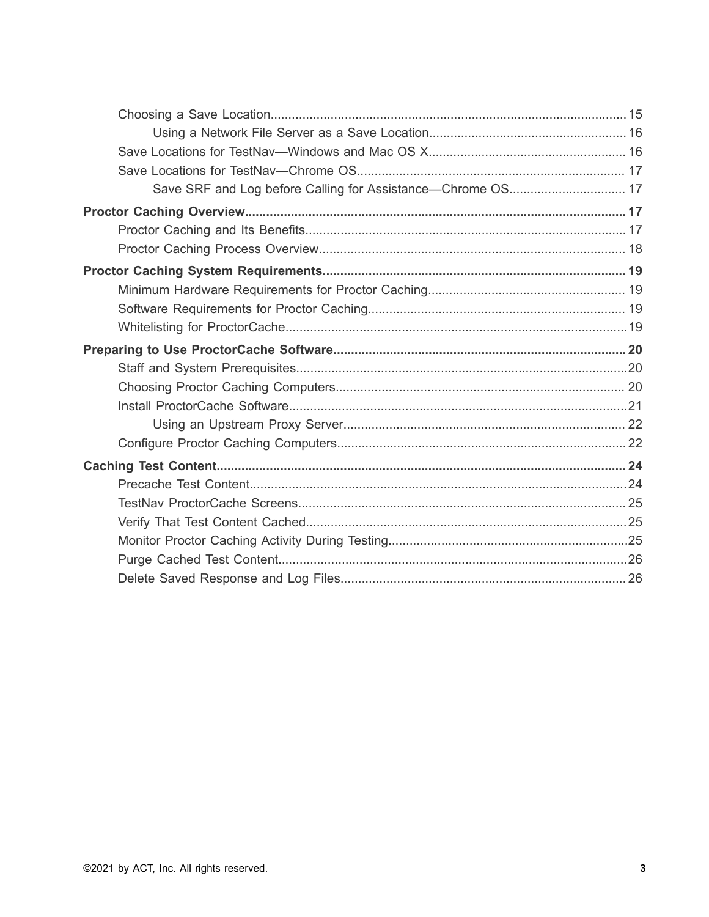- Choosing a Save Location....................................................................................................15
    - Using a Network File Server as a Save Location........................................................16
- Save Locations for TestNav—Windows and Mac OS X.......................................................16
- Save Locations for TestNav—Chrome OS............................................................................17
    - Save SRF and Log before Calling for Assistance—Chrome OS.................................17

**Proctor Caching Overview............................................................................................................17**

- Proctor Caching and Its Benefits..........................................................................................17
- Proctor Caching Process Overview......................................................................................18

**Proctor Caching System Requirements.....................................................................................19**

- Minimum Hardware Requirements for Proctor Caching........................................................19
- Software Requirements for Proctor Caching.........................................................................19
- Whitelisting for ProctorCache.................................................................................................19

**Preparing to Use ProctorCache Software..................................................................................20**

- Staff and System Prerequisites.............................................................................................20
- Choosing Proctor Caching Computers..................................................................................20
- Install ProctorCache Software................................................................................................21
    - Using an Upstream Proxy Server................................................................................22
- Configure Proctor Caching Computers..................................................................................22

**Caching Test Content....................................................................................................................24**

- Precache Test Content...........................................................................................................24
- TestNav ProctorCache Screens.............................................................................................25
- Verify That Test Content Cached...........................................................................................25
- Monitor Proctor Caching Activity During Testing....................................................................25
- Purge Cached Test Content...................................................................................................26
- Delete Saved Response and Log Files.................................................................................26

©2021 by ACT, Inc. All rights reserved.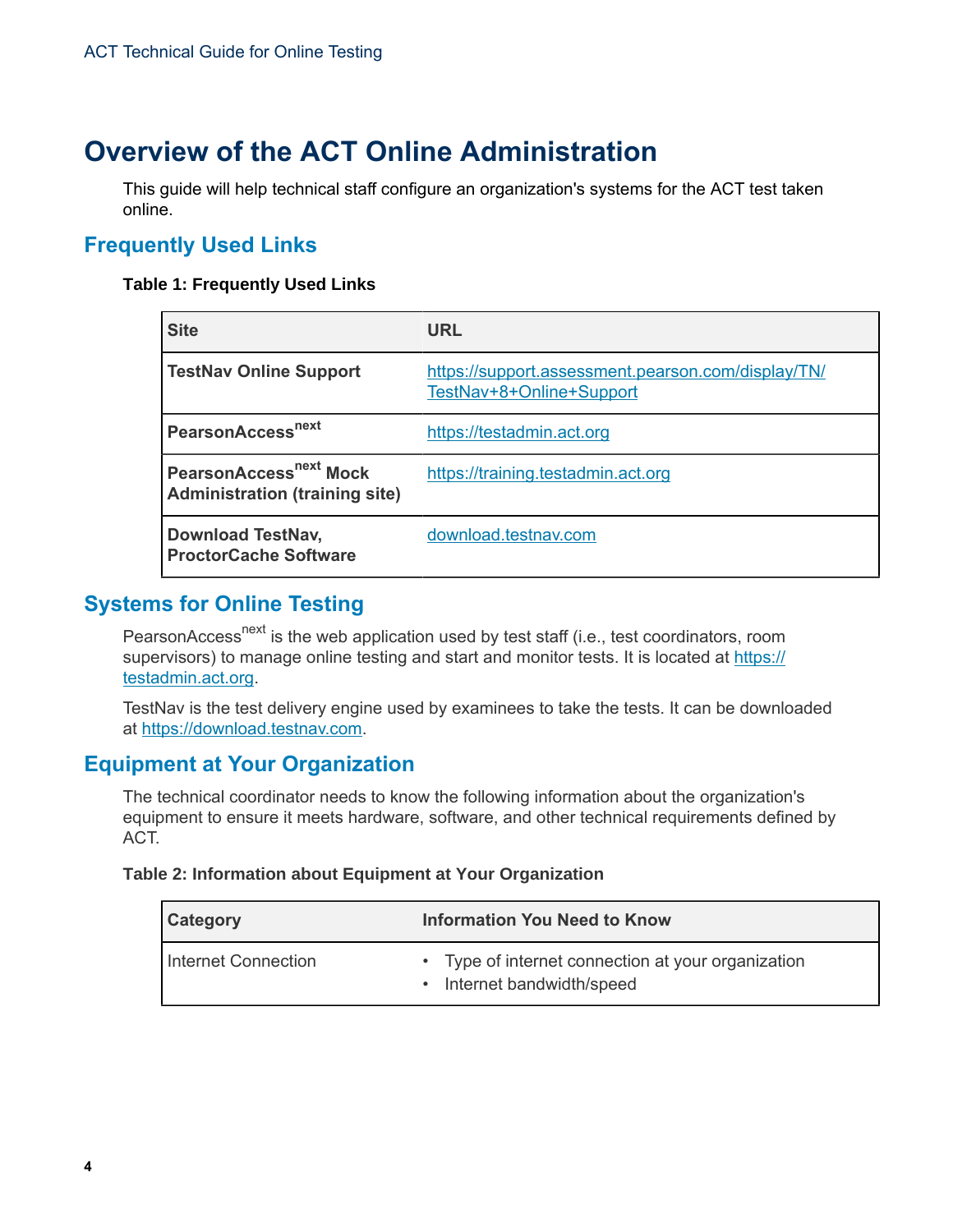# Overview of the ACT Online Administration

This guide will help technical staff configure an organization's systems for the ACT test taken online.

## Frequently Used Links

**Table 1: Frequently Used Links**

| Site | URL |
|---|---|
| **TestNav Online Support** | https://support.assessment.pearson.com/display/TN/TestNav+8+Online+Support |
| **PearsonAccess$^{next}$** | https://testadmin.act.org |
| **PearsonAccess$^{next}$ Mock Administration (training site)** | https://training.testadmin.act.org |
| **Download TestNav, ProctorCache Software** | download.testnav.com |

## Systems for Online Testing

PearsonAccess$^{next}$ is the web application used by test staff (i.e., test coordinators, room supervisors) to manage online testing and start and monitor tests. It is located at https://testadmin.act.org.

TestNav is the test delivery engine used by examinees to take the tests. It can be downloaded at https://download.testnav.com.

## Equipment at Your Organization

The technical coordinator needs to know the following information about the organization's equipment to ensure it meets hardware, software, and other technical requirements defined by ACT.

**Table 2: Information about Equipment at Your Organization**

| Category | Information You Need to Know |
|---|---|
| Internet Connection | • Type of internet connection at your organization<br>• Internet bandwidth/speed |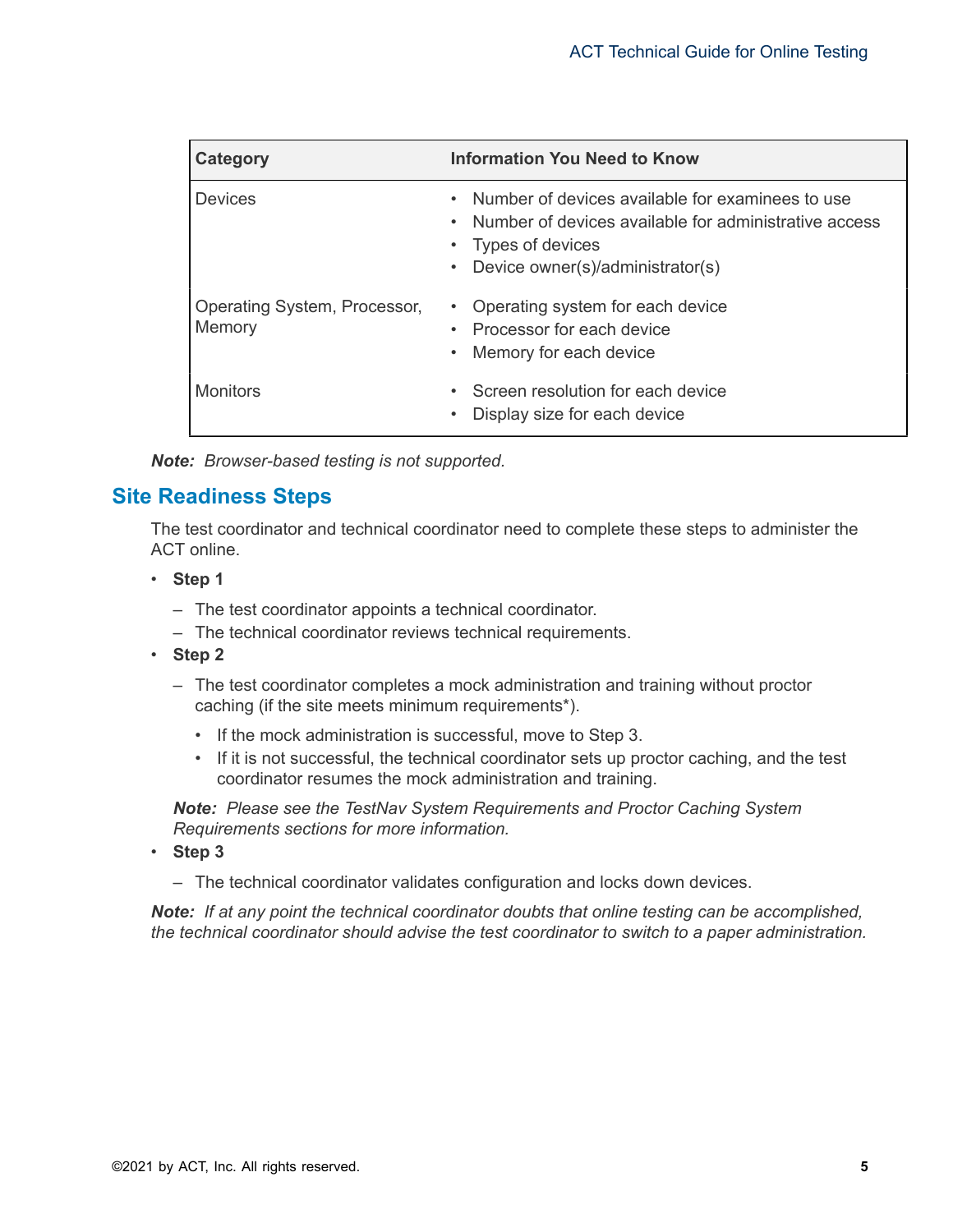| Category | Information You Need to Know |
| --- | --- |
| Devices | • Number of devices available for examinees to use<br>• Number of devices available for administrative access<br>• Types of devices<br>• Device owner(s)/administrator(s) |
| Operating System, Processor, Memory | • Operating system for each device<br>• Processor for each device<br>• Memory for each device |
| Monitors | • Screen resolution for each device<br>• Display size for each device |

***Note:*** *Browser-based testing is not supported.*

## Site Readiness Steps

The test coordinator and technical coordinator need to complete these steps to administer the ACT online.

- **Step 1**
  - The test coordinator appoints a technical coordinator.
  - The technical coordinator reviews technical requirements.
- **Step 2**
  - The test coordinator completes a mock administration and training without proctor caching (if the site meets minimum requirements*).
    - If the mock administration is successful, move to Step 3.
    - If it is not successful, the technical coordinator sets up proctor caching, and the test coordinator resumes the mock administration and training.

  ***Note:*** *Please see the TestNav System Requirements and Proctor Caching System Requirements sections for more information.*
- **Step 3**
  - The technical coordinator validates configuration and locks down devices.

***Note:*** *If at any point the technical coordinator doubts that online testing can be accomplished, the technical coordinator should advise the test coordinator to switch to a paper administration.*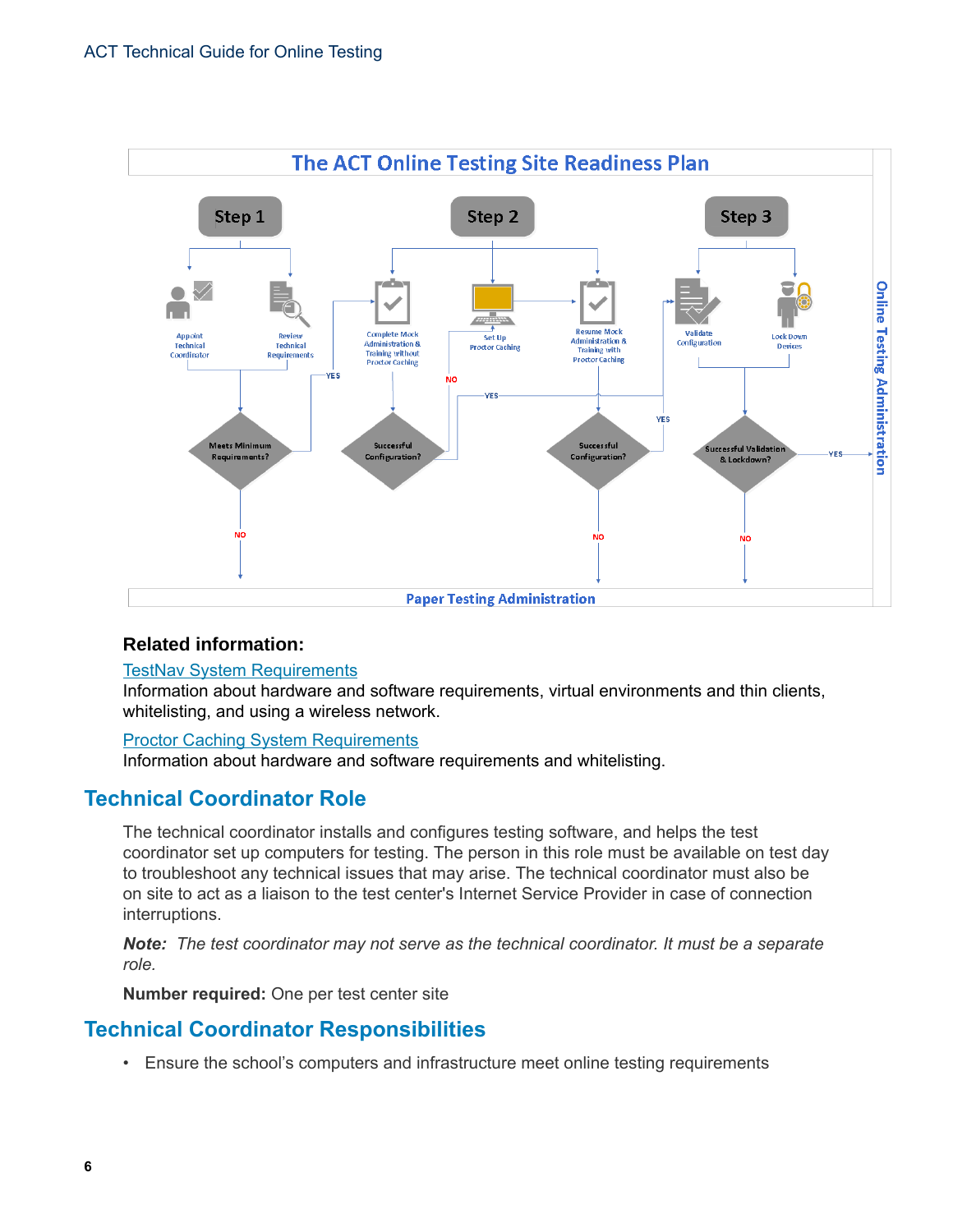## The ACT Online Testing Site Readiness Plan

**Step 1**

- Appoint Technical Coordinator
- Review Technical Requirements
- Meets Minimum Requirements? — YES: proceed to Step 2; NO: Paper Testing Administration

**Step 2**

- Complete Mock Administration & Training without Proctor Caching
- Set Up Proctor Caching
- Resume Mock Administration & Training with Proctor Caching
- Successful Configuration? (without Proctor Caching) — YES: proceed to Step 3; NO: Set Up Proctor Caching
- Successful Configuration? (with Proctor Caching) — YES: proceed to Step 3; NO: Paper Testing Administration

**Step 3**

- Validate Configuration
- Lock Down Devices
- Successful Validation & Lockdown? — YES: Online Testing Administration; NO: Paper Testing Administration

### Related information:

[TestNav System Requirements](#)
Information about hardware and software requirements, virtual environments and thin clients, whitelisting, and using a wireless network.

[Proctor Caching System Requirements](#)
Information about hardware and software requirements and whitelisting.

## Technical Coordinator Role

The technical coordinator installs and configures testing software, and helps the test coordinator set up computers for testing. The person in this role must be available on test day to troubleshoot any technical issues that may arise. The technical coordinator must also be on site to act as a liaison to the test center's Internet Service Provider in case of connection interruptions.

***Note:*** *The test coordinator may not serve as the technical coordinator. It must be a separate role.*

**Number required:** One per test center site

## Technical Coordinator Responsibilities

- Ensure the school's computers and infrastructure meet online testing requirements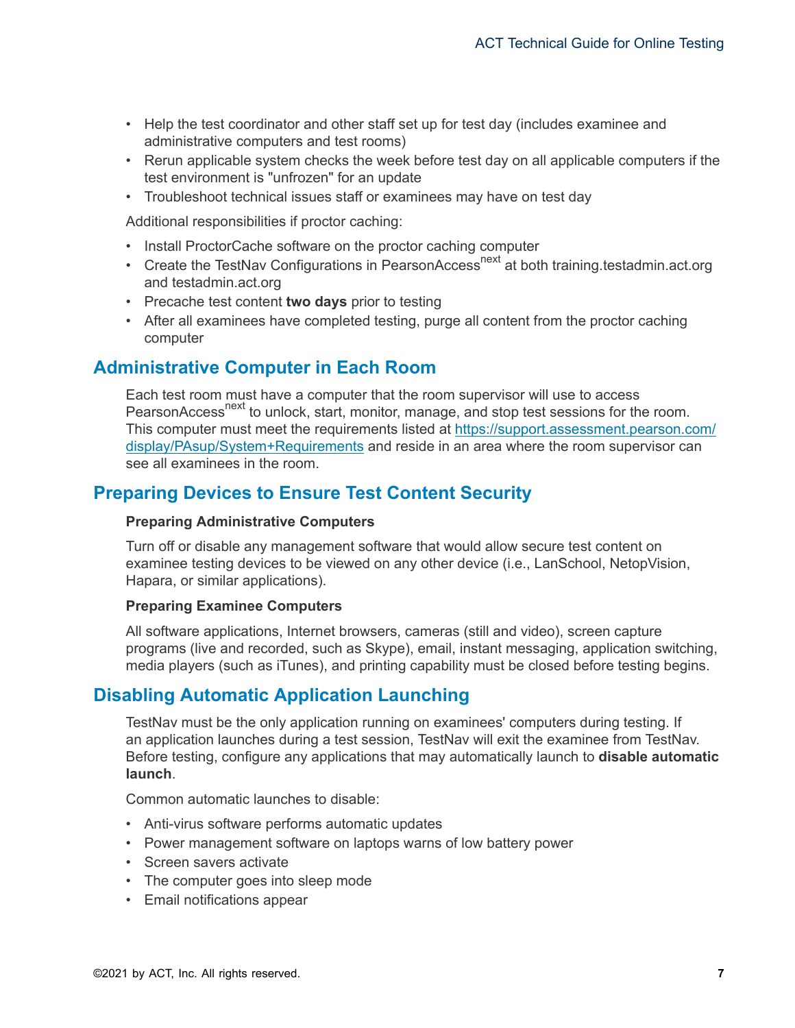- Help the test coordinator and other staff set up for test day (includes examinee and administrative computers and test rooms)
- Rerun applicable system checks the week before test day on all applicable computers if the test environment is "unfrozen" for an update
- Troubleshoot technical issues staff or examinees may have on test day

Additional responsibilities if proctor caching:

- Install ProctorCache software on the proctor caching computer
- Create the TestNav Configurations in PearsonAccess$^{next}$ at both training.testadmin.act.org and testadmin.act.org
- Precache test content **two days** prior to testing
- After all examinees have completed testing, purge all content from the proctor caching computer

## Administrative Computer in Each Room

Each test room must have a computer that the room supervisor will use to access PearsonAccess$^{next}$ to unlock, start, monitor, manage, and stop test sessions for the room. This computer must meet the requirements listed at https://support.assessment.pearson.com/display/PAsup/System+Requirements and reside in an area where the room supervisor can see all examinees in the room.

## Preparing Devices to Ensure Test Content Security

**Preparing Administrative Computers**

Turn off or disable any management software that would allow secure test content on examinee testing devices to be viewed on any other device (i.e., LanSchool, NetopVision, Hapara, or similar applications).

**Preparing Examinee Computers**

All software applications, Internet browsers, cameras (still and video), screen capture programs (live and recorded, such as Skype), email, instant messaging, application switching, media players (such as iTunes), and printing capability must be closed before testing begins.

## Disabling Automatic Application Launching

TestNav must be the only application running on examinees' computers during testing. If an application launches during a test session, TestNav will exit the examinee from TestNav. Before testing, configure any applications that may automatically launch to **disable automatic launch**.

Common automatic launches to disable:

- Anti-virus software performs automatic updates
- Power management software on laptops warns of low battery power
- Screen savers activate
- The computer goes into sleep mode
- Email notifications appear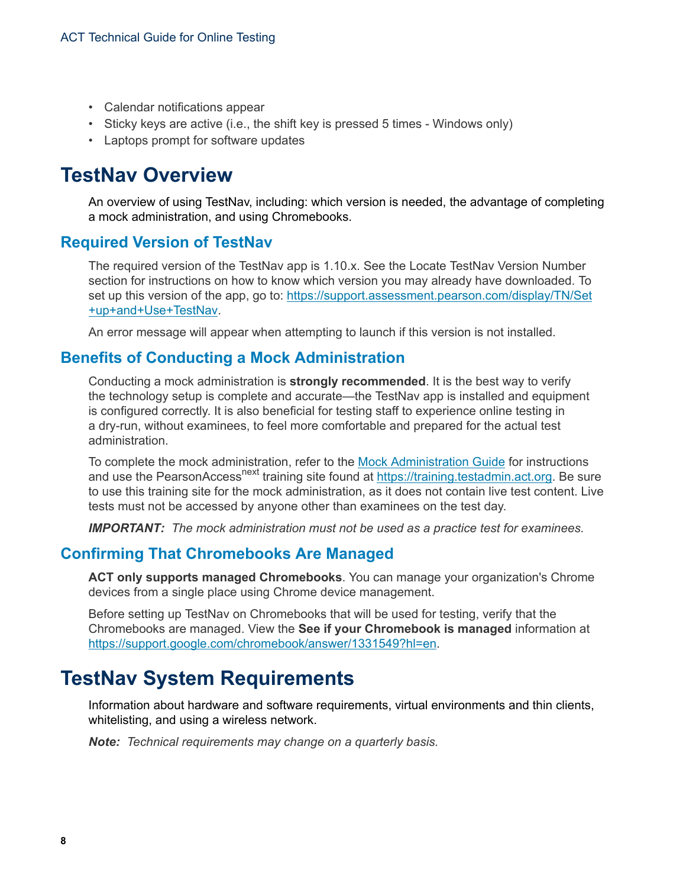- Calendar notifications appear
- Sticky keys are active (i.e., the shift key is pressed 5 times - Windows only)
- Laptops prompt for software updates

# TestNav Overview

An overview of using TestNav, including: which version is needed, the advantage of completing a mock administration, and using Chromebooks.

## Required Version of TestNav

The required version of the TestNav app is 1.10.x. See the Locate TestNav Version Number section for instructions on how to know which version you may already have downloaded. To set up this version of the app, go to: https://support.assessment.pearson.com/display/TN/Set+up+and+Use+TestNav.

An error message will appear when attempting to launch if this version is not installed.

## Benefits of Conducting a Mock Administration

Conducting a mock administration is **strongly recommended**. It is the best way to verify the technology setup is complete and accurate—the TestNav app is installed and equipment is configured correctly. It is also beneficial for testing staff to experience online testing in a dry-run, without examinees, to feel more comfortable and prepared for the actual test administration.

To complete the mock administration, refer to the Mock Administration Guide for instructions and use the PearsonAccess$^{next}$ training site found at https://training.testadmin.act.org. Be sure to use this training site for the mock administration, as it does not contain live test content. Live tests must not be accessed by anyone other than examinees on the test day.

***IMPORTANT:*** *The mock administration must not be used as a practice test for examinees.*

## Confirming That Chromebooks Are Managed

**ACT only supports managed Chromebooks**. You can manage your organization's Chrome devices from a single place using Chrome device management.

Before setting up TestNav on Chromebooks that will be used for testing, verify that the Chromebooks are managed. View the **See if your Chromebook is managed** information at https://support.google.com/chromebook/answer/1331549?hl=en.

# TestNav System Requirements

Information about hardware and software requirements, virtual environments and thin clients, whitelisting, and using a wireless network.

***Note:*** *Technical requirements may change on a quarterly basis.*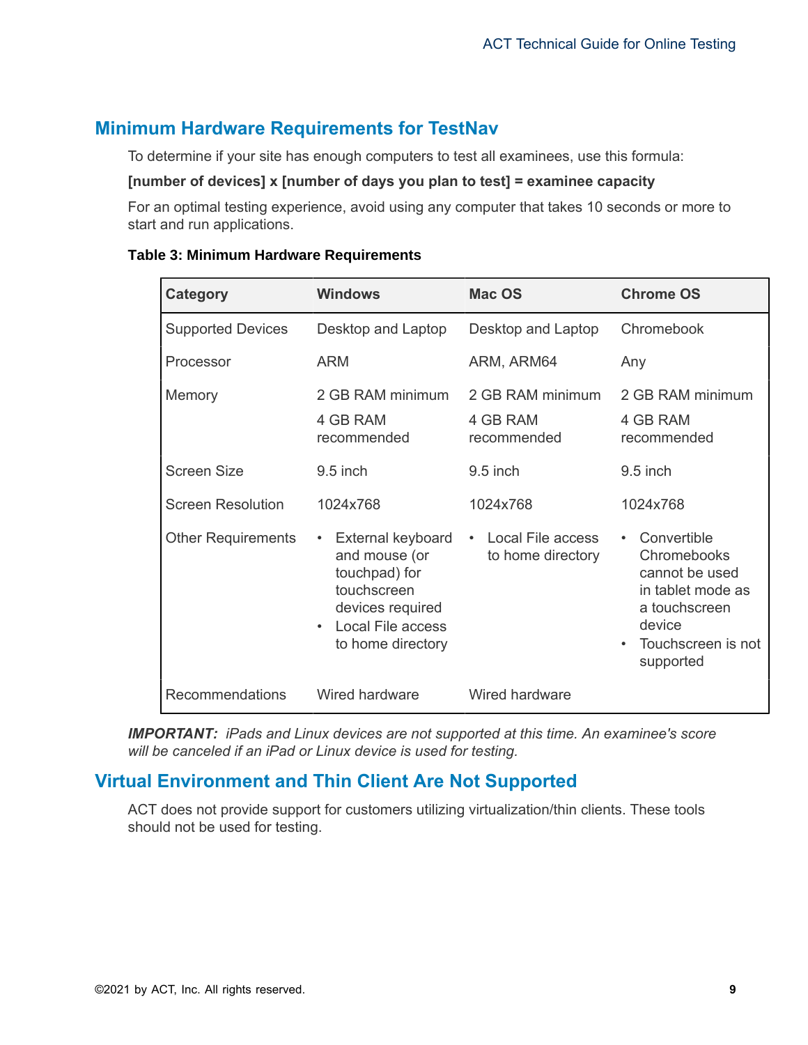## Minimum Hardware Requirements for TestNav

To determine if your site has enough computers to test all examinees, use this formula:

**[number of devices] x [number of days you plan to test] = examinee capacity**

For an optimal testing experience, avoid using any computer that takes 10 seconds or more to start and run applications.

**Table 3: Minimum Hardware Requirements**

| Category | Windows | Mac OS | Chrome OS |
|---|---|---|---|
| Supported Devices | Desktop and Laptop | Desktop and Laptop | Chromebook |
| Processor | ARM | ARM, ARM64 | Any |
| Memory | 2 GB RAM minimum<br>4 GB RAM recommended | 2 GB RAM minimum<br>4 GB RAM recommended | 2 GB RAM minimum<br>4 GB RAM recommended |
| Screen Size | 9.5 inch | 9.5 inch | 9.5 inch |
| Screen Resolution | 1024x768 | 1024x768 | 1024x768 |
| Other Requirements | • External keyboard and mouse (or touchpad) for touchscreen devices required<br>• Local File access to home directory | • Local File access to home directory | • Convertible Chromebooks cannot be used in tablet mode as a touchscreen device<br>• Touchscreen is not supported |
| Recommendations | Wired hardware | Wired hardware | |

***IMPORTANT:*** *iPads and Linux devices are not supported at this time. An examinee's score will be canceled if an iPad or Linux device is used for testing.*

## Virtual Environment and Thin Client Are Not Supported

ACT does not provide support for customers utilizing virtualization/thin clients. These tools should not be used for testing.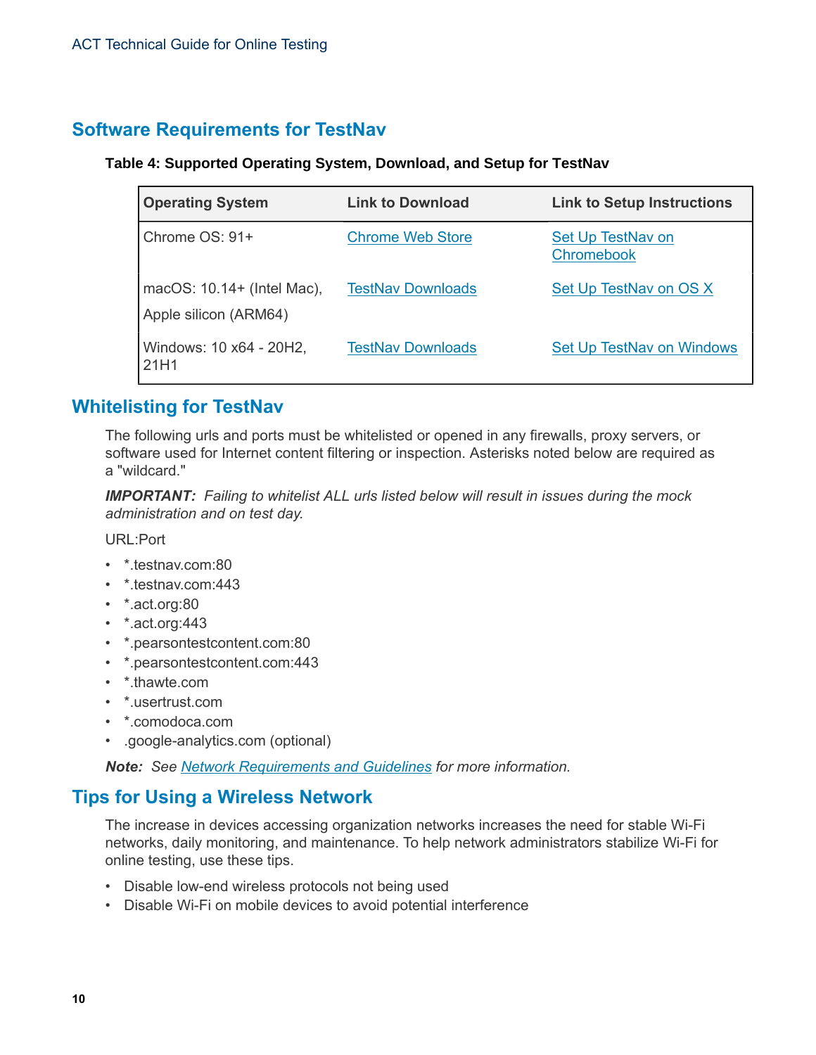## Software Requirements for TestNav

**Table 4: Supported Operating System, Download, and Setup for TestNav**

| Operating System | Link to Download | Link to Setup Instructions |
|---|---|---|
| Chrome OS: 91+ | Chrome Web Store | Set Up TestNav on Chromebook |
| macOS: 10.14+ (Intel Mac), Apple silicon (ARM64) | TestNav Downloads | Set Up TestNav on OS X |
| Windows: 10 x64 - 20H2, 21H1 | TestNav Downloads | Set Up TestNav on Windows |

## Whitelisting for TestNav

The following urls and ports must be whitelisted or opened in any firewalls, proxy servers, or software used for Internet content filtering or inspection. Asterisks noted below are required as a "wildcard."

***IMPORTANT:*** *Failing to whitelist ALL urls listed below will result in issues during the mock administration and on test day.*

URL:Port

- *.testnav.com:80
- *.testnav.com:443
- *.act.org:80
- *.act.org:443
- *.pearsontestcontent.com:80
- *.pearsontestcontent.com:443
- *.thawte.com
- *.usertrust.com
- *.comodoca.com
- .google-analytics.com (optional)

***Note:*** *See Network Requirements and Guidelines for more information.*

## Tips for Using a Wireless Network

The increase in devices accessing organization networks increases the need for stable Wi-Fi networks, daily monitoring, and maintenance. To help network administrators stabilize Wi-Fi for online testing, use these tips.

- Disable low-end wireless protocols not being used
- Disable Wi-Fi on mobile devices to avoid potential interference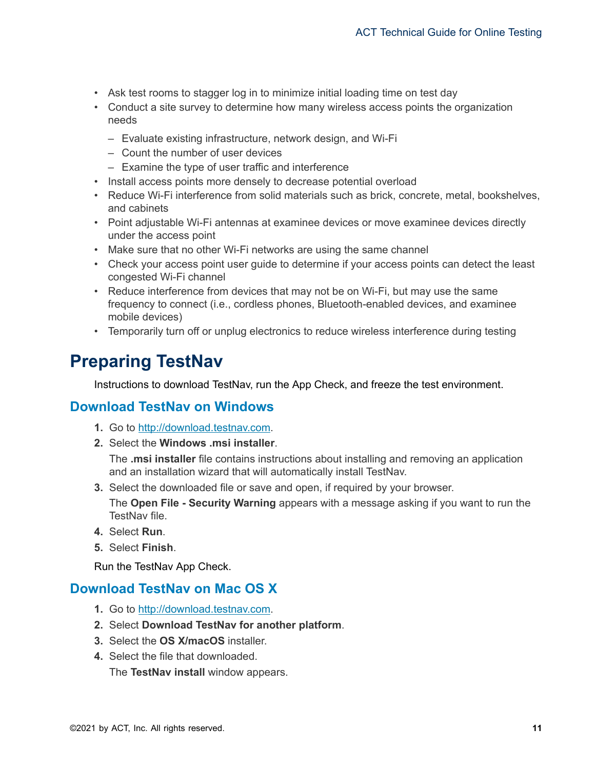- Ask test rooms to stagger log in to minimize initial loading time on test day
- Conduct a site survey to determine how many wireless access points the organization needs
  - Evaluate existing infrastructure, network design, and Wi-Fi
  - Count the number of user devices
  - Examine the type of user traffic and interference
- Install access points more densely to decrease potential overload
- Reduce Wi-Fi interference from solid materials such as brick, concrete, metal, bookshelves, and cabinets
- Point adjustable Wi-Fi antennas at examinee devices or move examinee devices directly under the access point
- Make sure that no other Wi-Fi networks are using the same channel
- Check your access point user guide to determine if your access points can detect the least congested Wi-Fi channel
- Reduce interference from devices that may not be on Wi-Fi, but may use the same frequency to connect (i.e., cordless phones, Bluetooth-enabled devices, and examinee mobile devices)
- Temporarily turn off or unplug electronics to reduce wireless interference during testing

# Preparing TestNav

Instructions to download TestNav, run the App Check, and freeze the test environment.

## Download TestNav on Windows

1. Go to http://download.testnav.com.
2. Select the **Windows .msi installer**.

   The **.msi installer** file contains instructions about installing and removing an application and an installation wizard that will automatically install TestNav.
3. Select the downloaded file or save and open, if required by your browser.

   The **Open File - Security Warning** appears with a message asking if you want to run the TestNav file.
4. Select **Run**.
5. Select **Finish**.

Run the TestNav App Check.

## Download TestNav on Mac OS X

1. Go to http://download.testnav.com.
2. Select **Download TestNav for another platform**.
3. Select the **OS X/macOS** installer.
4. Select the file that downloaded.

   The **TestNav install** window appears.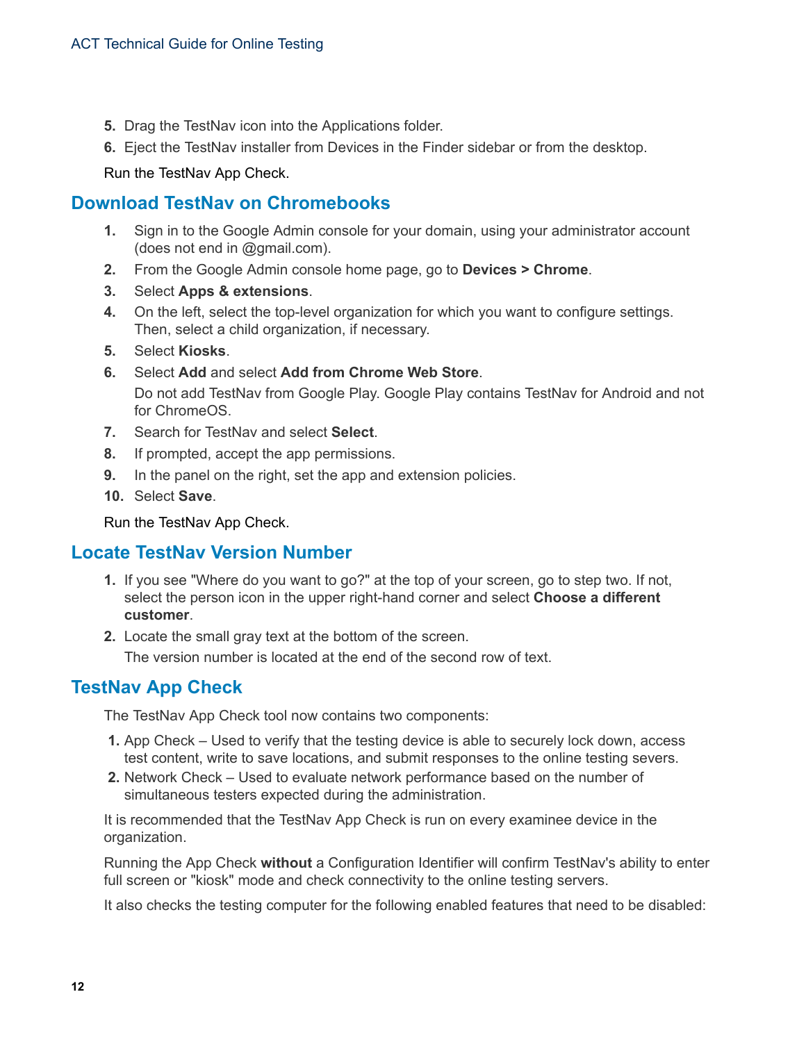5. Drag the TestNav icon into the Applications folder.
6. Eject the TestNav installer from Devices in the Finder sidebar or from the desktop.

Run the TestNav App Check.

## Download TestNav on Chromebooks

1. Sign in to the Google Admin console for your domain, using your administrator account (does not end in @gmail.com).
2. From the Google Admin console home page, go to **Devices > Chrome**.
3. Select **Apps & extensions**.
4. On the left, select the top-level organization for which you want to configure settings. Then, select a child organization, if necessary.
5. Select **Kiosks**.
6. Select **Add** and select **Add from Chrome Web Store**.

   Do not add TestNav from Google Play. Google Play contains TestNav for Android and not for ChromeOS.
7. Search for TestNav and select **Select**.
8. If prompted, accept the app permissions.
9. In the panel on the right, set the app and extension policies.
10. Select **Save**.

Run the TestNav App Check.

## Locate TestNav Version Number

1. If you see "Where do you want to go?" at the top of your screen, go to step two. If not, select the person icon in the upper right-hand corner and select **Choose a different customer**.
2. Locate the small gray text at the bottom of the screen.

   The version number is located at the end of the second row of text.

## TestNav App Check

The TestNav App Check tool now contains two components:

1. App Check – Used to verify that the testing device is able to securely lock down, access test content, write to save locations, and submit responses to the online testing severs.
2. Network Check – Used to evaluate network performance based on the number of simultaneous testers expected during the administration.

It is recommended that the TestNav App Check is run on every examinee device in the organization.

Running the App Check **without** a Configuration Identifier will confirm TestNav's ability to enter full screen or "kiosk" mode and check connectivity to the online testing servers.

It also checks the testing computer for the following enabled features that need to be disabled: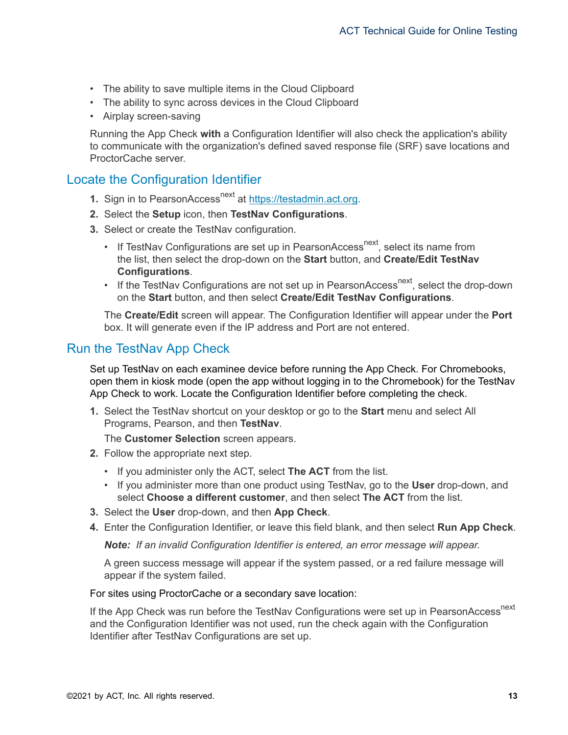- The ability to save multiple items in the Cloud Clipboard
- The ability to sync across devices in the Cloud Clipboard
- Airplay screen-saving

Running the App Check **with** a Configuration Identifier will also check the application's ability to communicate with the organization's defined saved response file (SRF) save locations and ProctorCache server.

## Locate the Configuration Identifier

1. Sign in to PearsonAccess[next] at https://testadmin.act.org.
2. Select the **Setup** icon, then **TestNav Configurations**.
3. Select or create the TestNav configuration.
   - If TestNav Configurations are set up in PearsonAccess[next], select its name from the list, then select the drop-down on the **Start** button, and **Create/Edit TestNav Configurations**.
   - If the TestNav Configurations are not set up in PearsonAccess[next], select the drop-down on the **Start** button, and then select **Create/Edit TestNav Configurations**.

   The **Create/Edit** screen will appear. The Configuration Identifier will appear under the **Port** box. It will generate even if the IP address and Port are not entered.

## Run the TestNav App Check

Set up TestNav on each examinee device before running the App Check. For Chromebooks, open them in kiosk mode (open the app without logging in to the Chromebook) for the TestNav App Check to work. Locate the Configuration Identifier before completing the check.

1. Select the TestNav shortcut on your desktop or go to the **Start** menu and select All Programs, Pearson, and then **TestNav**.

   The **Customer Selection** screen appears.
2. Follow the appropriate next step.
   - If you administer only the ACT, select **The ACT** from the list.
   - If you administer more than one product using TestNav, go to the **User** drop-down, and select **Choose a different customer**, and then select **The ACT** from the list.
3. Select the **User** drop-down, and then **App Check**.
4. Enter the Configuration Identifier, or leave this field blank, and then select **Run App Check**.

   ***Note:*** *If an invalid Configuration Identifier is entered, an error message will appear.*

   A green success message will appear if the system passed, or a red failure message will appear if the system failed.

For sites using ProctorCache or a secondary save location:

If the App Check was run before the TestNav Configurations were set up in PearsonAccess[next] and the Configuration Identifier was not used, run the check again with the Configuration Identifier after TestNav Configurations are set up.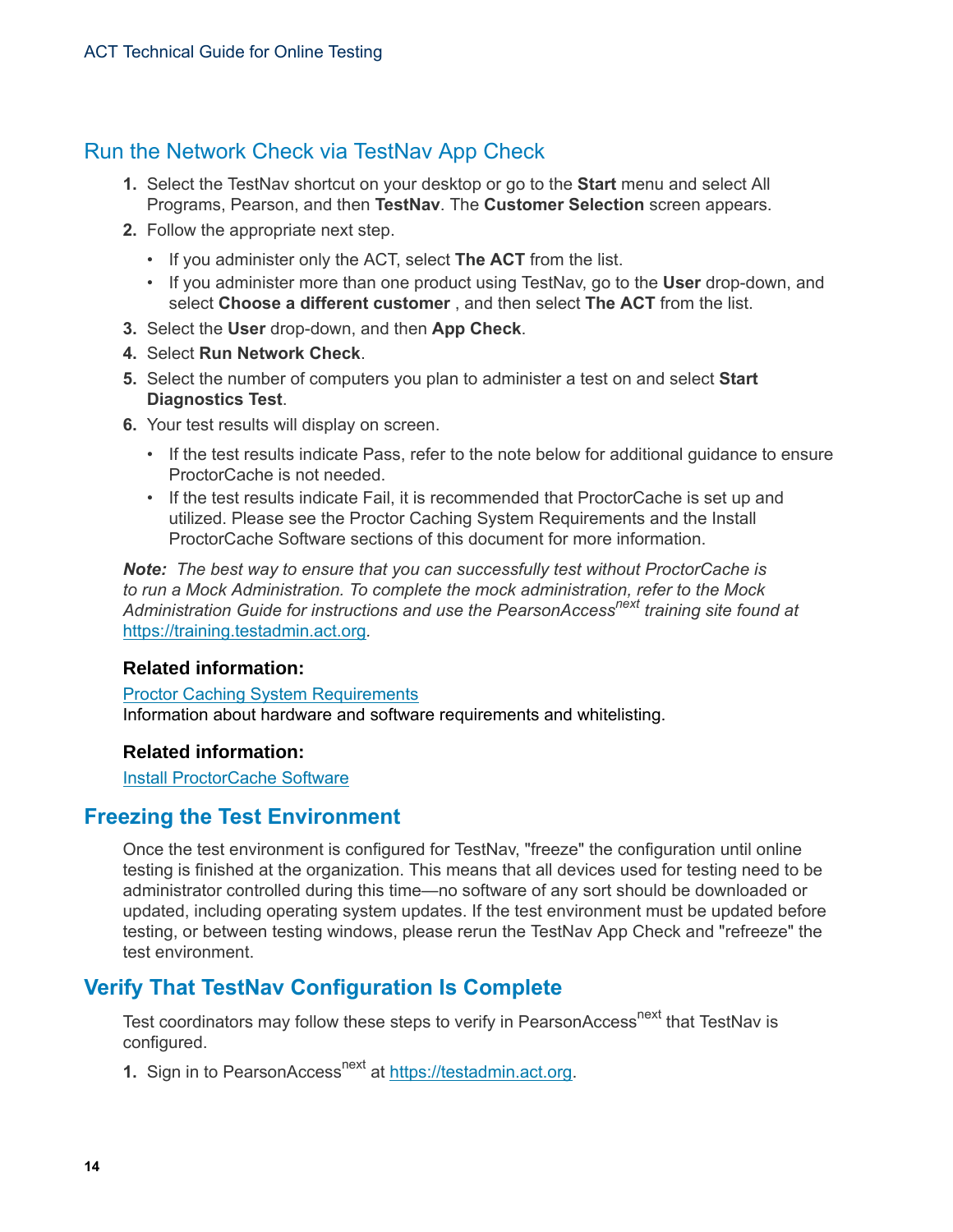## Run the Network Check via TestNav App Check

1. Select the TestNav shortcut on your desktop or go to the **Start** menu and select All Programs, Pearson, and then **TestNav**. The **Customer Selection** screen appears.
2. Follow the appropriate next step.
   - If you administer only the ACT, select **The ACT** from the list.
   - If you administer more than one product using TestNav, go to the **User** drop-down, and select **Choose a different customer** , and then select **The ACT** from the list.
3. Select the **User** drop-down, and then **App Check**.
4. Select **Run Network Check**.
5. Select the number of computers you plan to administer a test on and select **Start Diagnostics Test**.
6. Your test results will display on screen.
   - If the test results indicate Pass, refer to the note below for additional guidance to ensure ProctorCache is not needed.
   - If the test results indicate Fail, it is recommended that ProctorCache is set up and utilized. Please see the Proctor Caching System Requirements and the Install ProctorCache Software sections of this document for more information.

***Note:*** *The best way to ensure that you can successfully test without ProctorCache is to run a Mock Administration. To complete the mock administration, refer to the Mock Administration Guide for instructions and use the PearsonAccess*[next] *training site found at* [https://training.testadmin.act.org](https://training.testadmin.act.org).

**Related information:**

[Proctor Caching System Requirements](#)
Information about hardware and software requirements and whitelisting.

**Related information:**

[Install ProctorCache Software](#)

## Freezing the Test Environment

Once the test environment is configured for TestNav, "freeze" the configuration until online testing is finished at the organization. This means that all devices used for testing need to be administrator controlled during this time—no software of any sort should be downloaded or updated, including operating system updates. If the test environment must be updated before testing, or between testing windows, please rerun the TestNav App Check and "refreeze" the test environment.

## Verify That TestNav Configuration Is Complete

Test coordinators may follow these steps to verify in PearsonAccess[next] that TestNav is configured.

1. Sign in to PearsonAccess[next] at [https://testadmin.act.org](https://testadmin.act.org).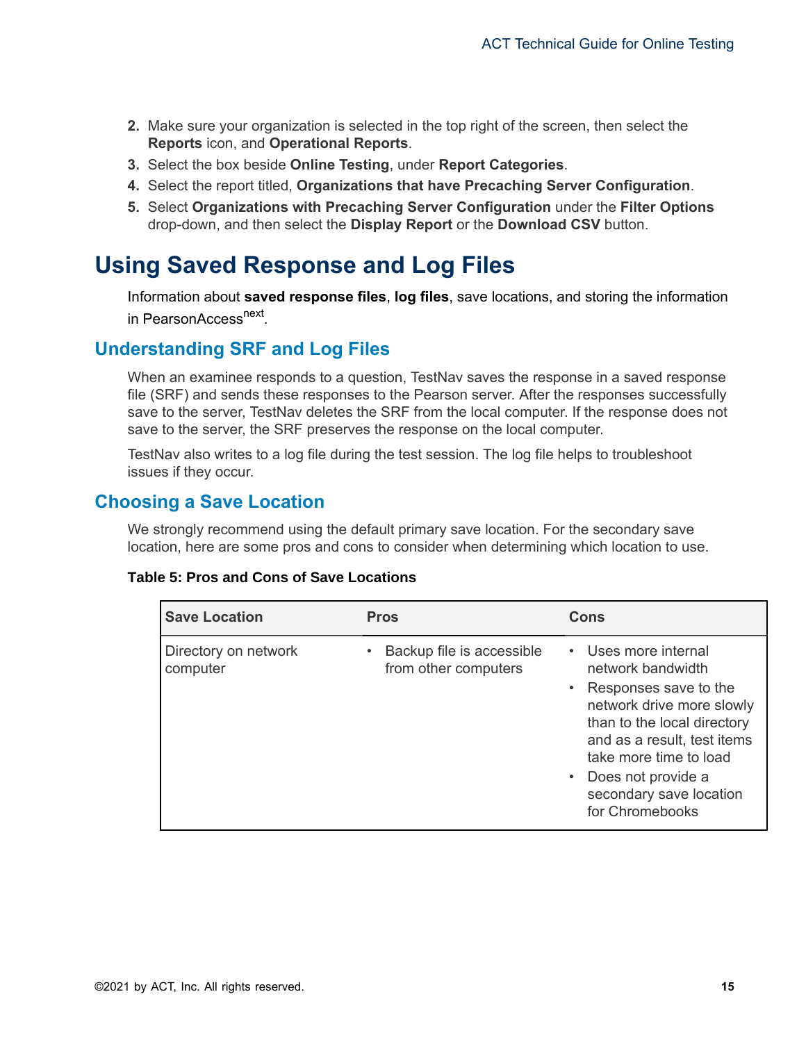2. Make sure your organization is selected in the top right of the screen, then select the **Reports** icon, and **Operational Reports**.
3. Select the box beside **Online Testing**, under **Report Categories**.
4. Select the report titled, **Organizations that have Precaching Server Configuration**.
5. Select **Organizations with Precaching Server Configuration** under the **Filter Options** drop-down, and then select the **Display Report** or the **Download CSV** button.

# Using Saved Response and Log Files

Information about **saved response files**, **log files**, save locations, and storing the information in PearsonAccess$^{next}$.

## Understanding SRF and Log Files

When an examinee responds to a question, TestNav saves the response in a saved response file (SRF) and sends these responses to the Pearson server. After the responses successfully save to the server, TestNav deletes the SRF from the local computer. If the response does not save to the server, the SRF preserves the response on the local computer.

TestNav also writes to a log file during the test session. The log file helps to troubleshoot issues if they occur.

## Choosing a Save Location

We strongly recommend using the default primary save location. For the secondary save location, here are some pros and cons to consider when determining which location to use.

**Table 5: Pros and Cons of Save Locations**

| Save Location | Pros | Cons |
|---|---|---|
| Directory on network computer | • Backup file is accessible from other computers | • Uses more internal network bandwidth<br>• Responses save to the network drive more slowly than to the local directory and as a result, test items take more time to load<br>• Does not provide a secondary save location for Chromebooks |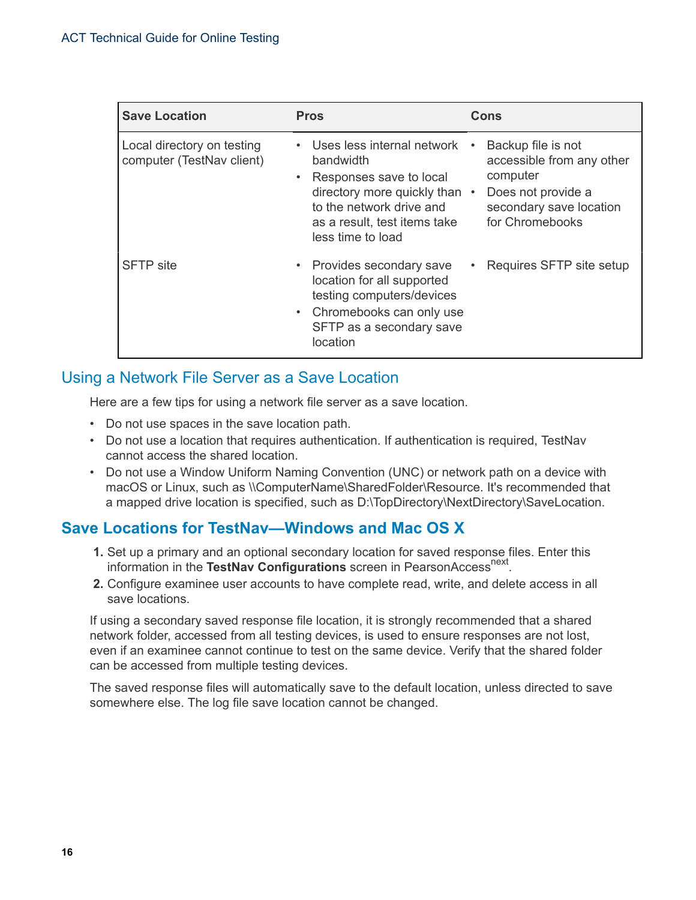| Save Location | Pros | Cons |
| --- | --- | --- |
| Local directory on testing computer (TestNav client) | • Uses less internal network bandwidth<br>• Responses save to local directory more quickly than to the network drive and as a result, test items take less time to load | • Backup file is not accessible from any other computer<br>• Does not provide a secondary save location for Chromebooks |
| SFTP site | • Provides secondary save location for all supported testing computers/devices<br>• Chromebooks can only use SFTP as a secondary save location | • Requires SFTP site setup |

## Using a Network File Server as a Save Location

Here are a few tips for using a network file server as a save location.

- Do not use spaces in the save location path.
- Do not use a location that requires authentication. If authentication is required, TestNav cannot access the shared location.
- Do not use a Window Uniform Naming Convention (UNC) or network path on a device with macOS or Linux, such as \\ComputerName\SharedFolder\Resource. It's recommended that a mapped drive location is specified, such as D:\TopDirectory\NextDirectory\SaveLocation.

## Save Locations for TestNav—Windows and Mac OS X

1. Set up a primary and an optional secondary location for saved response files. Enter this information in the **TestNav Configurations** screen in PearsonAccess^next^.
2. Configure examinee user accounts to have complete read, write, and delete access in all save locations.

If using a secondary saved response file location, it is strongly recommended that a shared network folder, accessed from all testing devices, is used to ensure responses are not lost, even if an examinee cannot continue to test on the same device. Verify that the shared folder can be accessed from multiple testing devices.

The saved response files will automatically save to the default location, unless directed to save somewhere else. The log file save location cannot be changed.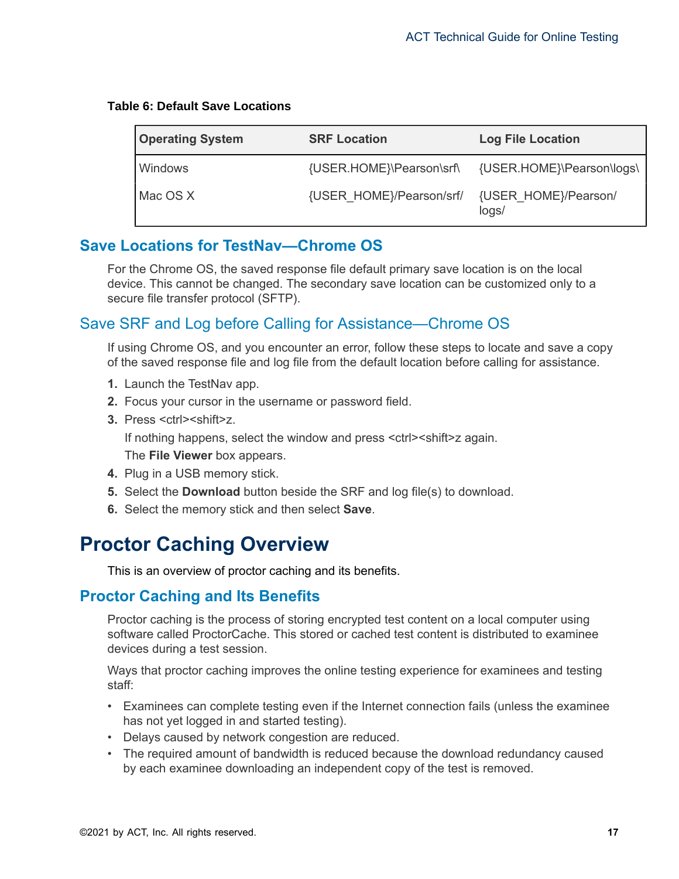**Table 6: Default Save Locations**

| Operating System | SRF Location | Log File Location |
|---|---|---|
| Windows | {USER.HOME}\Pearson\srf\ | {USER.HOME}\Pearson\logs\ |
| Mac OS X | {USER_HOME}/Pearson/srf/ | {USER_HOME}/Pearson/logs/ |

## Save Locations for TestNav—Chrome OS

For the Chrome OS, the saved response file default primary save location is on the local device. This cannot be changed. The secondary save location can be customized only to a secure file transfer protocol (SFTP).

### Save SRF and Log before Calling for Assistance—Chrome OS

If using Chrome OS, and you encounter an error, follow these steps to locate and save a copy of the saved response file and log file from the default location before calling for assistance.

1. Launch the TestNav app.
2. Focus your cursor in the username or password field.
3. Press <ctrl><shift>z.

   If nothing happens, select the window and press <ctrl><shift>z again.

   The **File Viewer** box appears.
4. Plug in a USB memory stick.
5. Select the **Download** button beside the SRF and log file(s) to download.
6. Select the memory stick and then select **Save**.

# Proctor Caching Overview

This is an overview of proctor caching and its benefits.

## Proctor Caching and Its Benefits

Proctor caching is the process of storing encrypted test content on a local computer using software called ProctorCache. This stored or cached test content is distributed to examinee devices during a test session.

Ways that proctor caching improves the online testing experience for examinees and testing staff:

- Examinees can complete testing even if the Internet connection fails (unless the examinee has not yet logged in and started testing).
- Delays caused by network congestion are reduced.
- The required amount of bandwidth is reduced because the download redundancy caused by each examinee downloading an independent copy of the test is removed.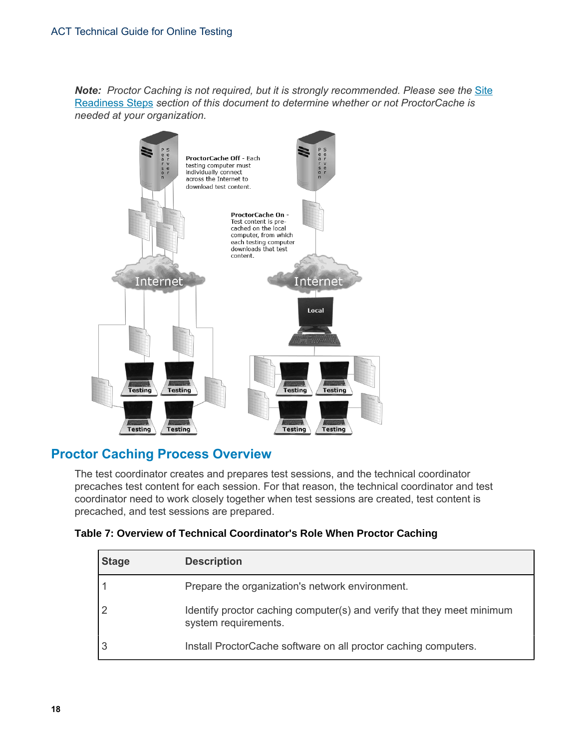***Note:** Proctor Caching is not required, but it is strongly recommended. Please see the [Site Readiness Steps] section of this document to determine whether or not ProctorCache is needed at your organization.*

**ProctorCache Off** - Each testing computer must individually connect across the Internet to download test content.

**ProctorCache On** - Test content is pre-cached on the local computer, from which each testing computer downloads that test content.

## Proctor Caching Process Overview

The test coordinator creates and prepares test sessions, and the technical coordinator precaches test content for each session. For that reason, the technical coordinator and test coordinator need to work closely together when test sessions are created, test content is precached, and test sessions are prepared.

**Table 7: Overview of Technical Coordinator's Role When Proctor Caching**

| Stage | Description |
| --- | --- |
| 1 | Prepare the organization's network environment. |
| 2 | Identify proctor caching computer(s) and verify that they meet minimum system requirements. |
| 3 | Install ProctorCache software on all proctor caching computers. |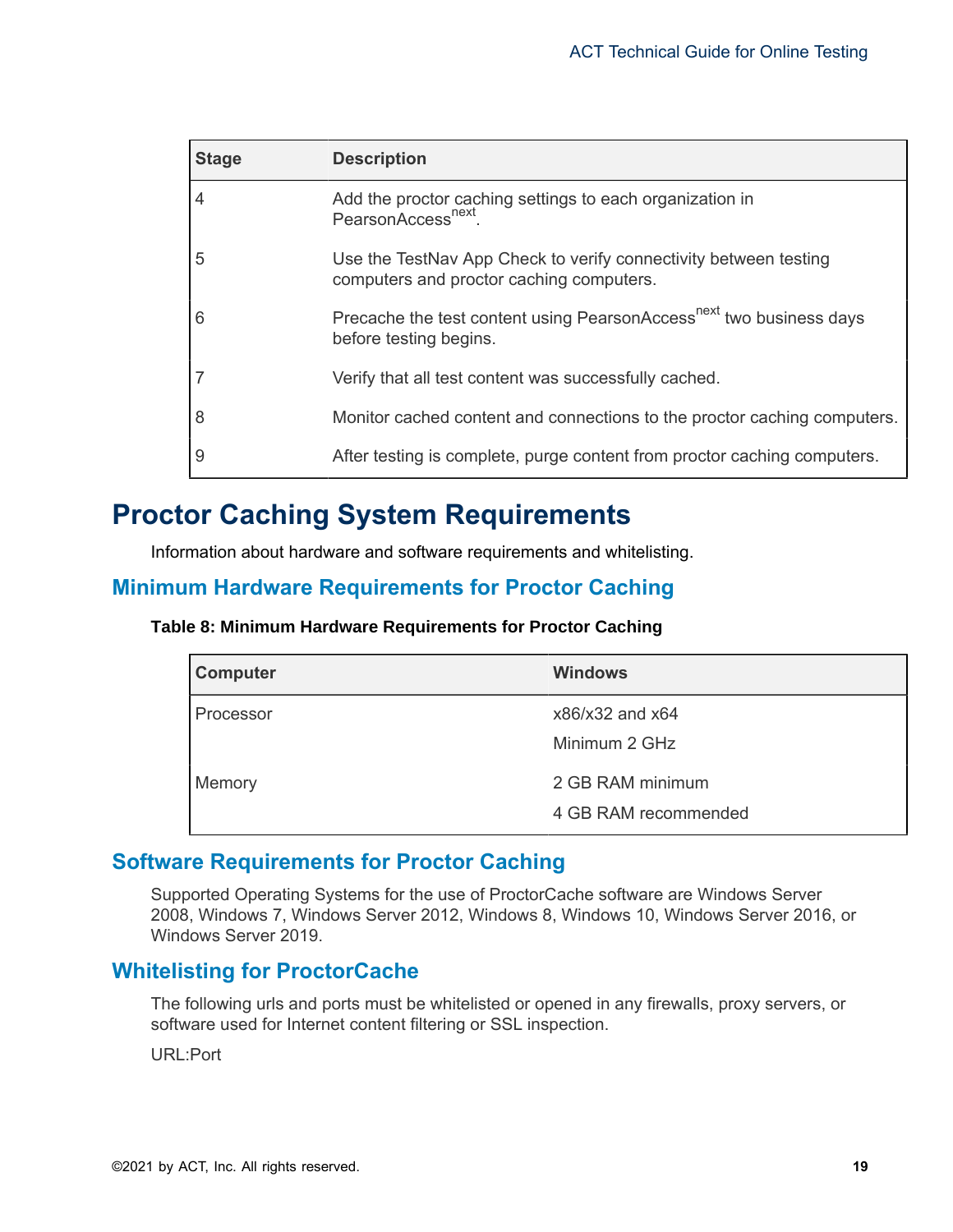| Stage | Description |
| --- | --- |
| 4 | Add the proctor caching settings to each organization in PearsonAccess$^{next}$. |
| 5 | Use the TestNav App Check to verify connectivity between testing computers and proctor caching computers. |
| 6 | Precache the test content using PearsonAccess$^{next}$ two business days before testing begins. |
| 7 | Verify that all test content was successfully cached. |
| 8 | Monitor cached content and connections to the proctor caching computers. |
| 9 | After testing is complete, purge content from proctor caching computers. |

# Proctor Caching System Requirements

Information about hardware and software requirements and whitelisting.

## Minimum Hardware Requirements for Proctor Caching

**Table 8: Minimum Hardware Requirements for Proctor Caching**

| Computer | Windows |
| --- | --- |
| Processor | x86/x32 and x64<br>Minimum 2 GHz |
| Memory | 2 GB RAM minimum<br>4 GB RAM recommended |

## Software Requirements for Proctor Caching

Supported Operating Systems for the use of ProctorCache software are Windows Server 2008, Windows 7, Windows Server 2012, Windows 8, Windows 10, Windows Server 2016, or Windows Server 2019.

## Whitelisting for ProctorCache

The following urls and ports must be whitelisted or opened in any firewalls, proxy servers, or software used for Internet content filtering or SSL inspection.

URL:Port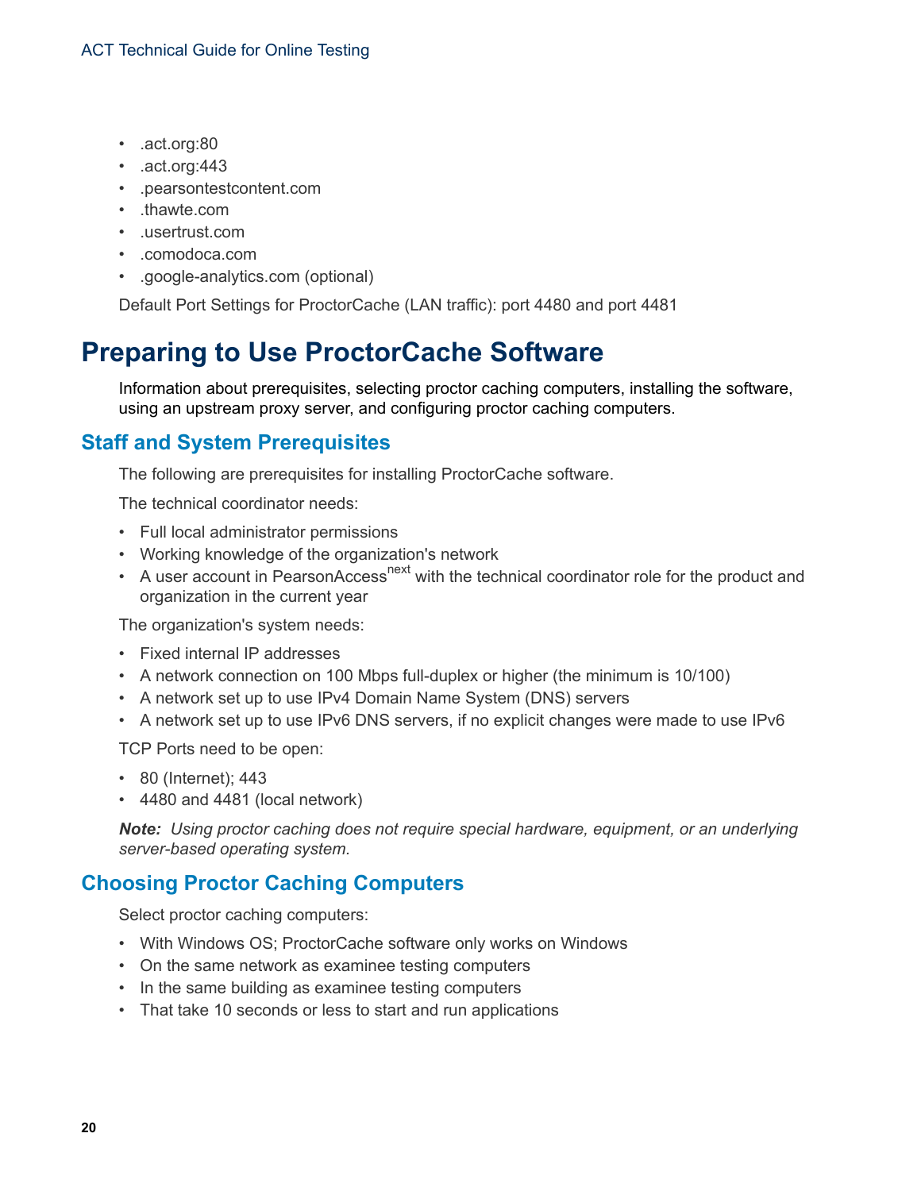- .act.org:80
- .act.org:443
- .pearsontestcontent.com
- .thawte.com
- .usertrust.com
- .comodoca.com
- .google-analytics.com (optional)

Default Port Settings for ProctorCache (LAN traffic): port 4480 and port 4481

# Preparing to Use ProctorCache Software

Information about prerequisites, selecting proctor caching computers, installing the software, using an upstream proxy server, and configuring proctor caching computers.

## Staff and System Prerequisites

The following are prerequisites for installing ProctorCache software.

The technical coordinator needs:

- Full local administrator permissions
- Working knowledge of the organization's network
- A user account in PearsonAccess[next] with the technical coordinator role for the product and organization in the current year

The organization's system needs:

- Fixed internal IP addresses
- A network connection on 100 Mbps full-duplex or higher (the minimum is 10/100)
- A network set up to use IPv4 Domain Name System (DNS) servers
- A network set up to use IPv6 DNS servers, if no explicit changes were made to use IPv6

TCP Ports need to be open:

- 80 (Internet); 443
- 4480 and 4481 (local network)

***Note:*** *Using proctor caching does not require special hardware, equipment, or an underlying server-based operating system.*

## Choosing Proctor Caching Computers

Select proctor caching computers:

- With Windows OS; ProctorCache software only works on Windows
- On the same network as examinee testing computers
- In the same building as examinee testing computers
- That take 10 seconds or less to start and run applications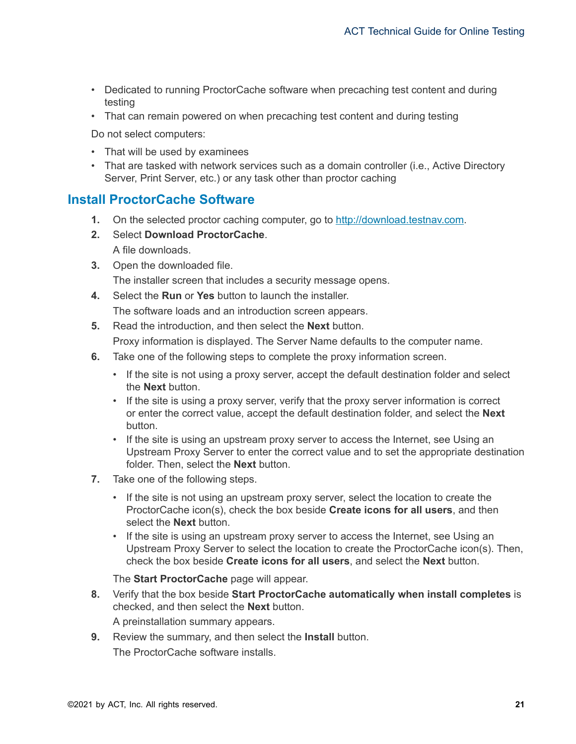- Dedicated to running ProctorCache software when precaching test content and during testing
- That can remain powered on when precaching test content and during testing

Do not select computers:

- That will be used by examinees
- That are tasked with network services such as a domain controller (i.e., Active Directory Server, Print Server, etc.) or any task other than proctor caching

## Install ProctorCache Software

1. On the selected proctor caching computer, go to [http://download.testnav.com](http://download.testnav.com).
2. Select **Download ProctorCache**.

   A file downloads.
3. Open the downloaded file.

   The installer screen that includes a security message opens.
4. Select the **Run** or **Yes** button to launch the installer.

   The software loads and an introduction screen appears.
5. Read the introduction, and then select the **Next** button.

   Proxy information is displayed. The Server Name defaults to the computer name.
6. Take one of the following steps to complete the proxy information screen.
   - If the site is not using a proxy server, accept the default destination folder and select the **Next** button.
   - If the site is using a proxy server, verify that the proxy server information is correct or enter the correct value, accept the default destination folder, and select the **Next** button.
   - If the site is using an upstream proxy server to access the Internet, see Using an Upstream Proxy Server to enter the correct value and to set the appropriate destination folder. Then, select the **Next** button.
7. Take one of the following steps.
   - If the site is not using an upstream proxy server, select the location to create the ProctorCache icon(s), check the box beside **Create icons for all users**, and then select the **Next** button.
   - If the site is using an upstream proxy server to access the Internet, see Using an Upstream Proxy Server to select the location to create the ProctorCache icon(s). Then, check the box beside **Create icons for all users**, and select the **Next** button.

   The **Start ProctorCache** page will appear.
8. Verify that the box beside **Start ProctorCache automatically when install completes** is checked, and then select the **Next** button.

   A preinstallation summary appears.
9. Review the summary, and then select the **Install** button.

   The ProctorCache software installs.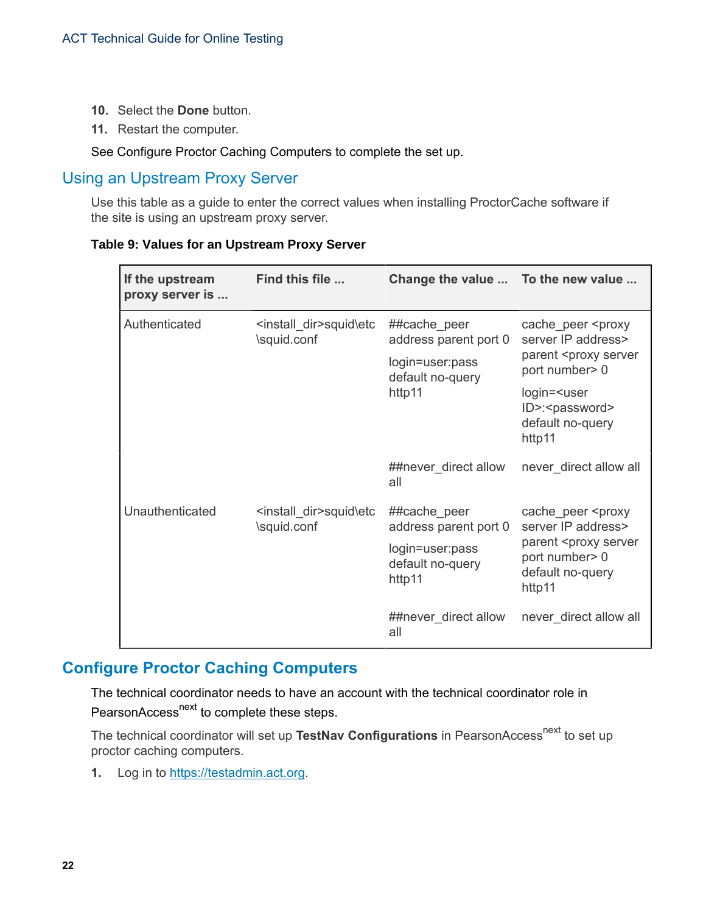10. Select the **Done** button.
11. Restart the computer.

See Configure Proctor Caching Computers to complete the set up.

## Using an Upstream Proxy Server

Use this table as a guide to enter the correct values when installing ProctorCache software if the site is using an upstream proxy server.

**Table 9: Values for an Upstream Proxy Server**

| If the upstream proxy server is ... | Find this file ... | Change the value ... | To the new value ... |
| --- | --- | --- | --- |
| Authenticated | <install_dir>squid\etc\squid.conf | ##cache_peer address parent port 0 login=user:pass default no-query http11 | cache_peer <proxy server IP address> parent <proxy server port number> 0 login=<user ID>:<password> default no-query http11 |
| | | ##never_direct allow all | never_direct allow all |
| Unauthenticated | <install_dir>squid\etc\squid.conf | ##cache_peer address parent port 0 login=user:pass default no-query http11 | cache_peer <proxy server IP address> parent <proxy server port number> 0 default no-query http11 |
| | | ##never_direct allow all | never_direct allow all |

## Configure Proctor Caching Computers

The technical coordinator needs to have an account with the technical coordinator role in PearsonAccess[next] to complete these steps.

The technical coordinator will set up **TestNav Configurations** in PearsonAccess[next] to set up proctor caching computers.

1. Log in to https://testadmin.act.org.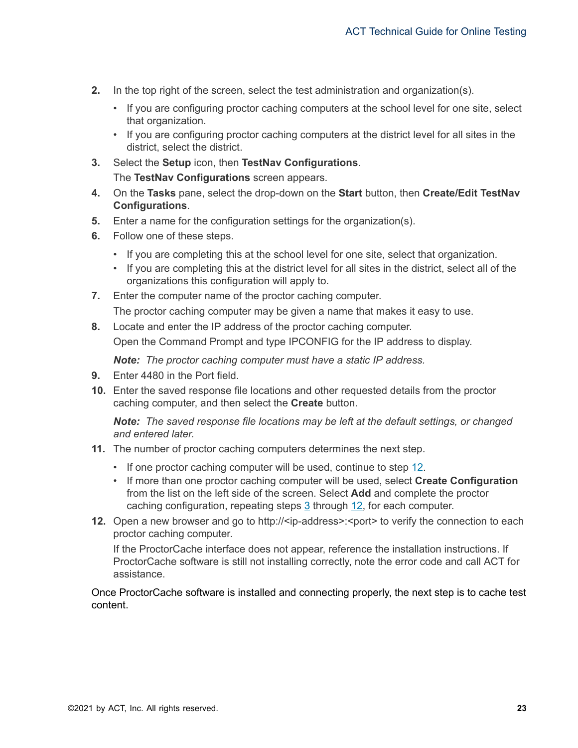2. In the top right of the screen, select the test administration and organization(s).
   - If you are configuring proctor caching computers at the school level for one site, select that organization.
   - If you are configuring proctor caching computers at the district level for all sites in the district, select the district.
3. Select the **Setup** icon, then **TestNav Configurations**.

   The **TestNav Configurations** screen appears.
4. On the **Tasks** pane, select the drop-down on the **Start** button, then **Create/Edit TestNav Configurations**.
5. Enter a name for the configuration settings for the organization(s).
6. Follow one of these steps.
   - If you are completing this at the school level for one site, select that organization.
   - If you are completing this at the district level for all sites in the district, select all of the organizations this configuration will apply to.
7. Enter the computer name of the proctor caching computer.

   The proctor caching computer may be given a name that makes it easy to use.
8. Locate and enter the IP address of the proctor caching computer.

   Open the Command Prompt and type IPCONFIG for the IP address to display.

   ***Note:*** *The proctor caching computer must have a static IP address.*
9. Enter 4480 in the Port field.
10. Enter the saved response file locations and other requested details from the proctor caching computer, and then select the **Create** button.

    ***Note:*** *The saved response file locations may be left at the default settings, or changed and entered later.*
11. The number of proctor caching computers determines the next step.
    - If one proctor caching computer will be used, continue to step 12.
    - If more than one proctor caching computer will be used, select **Create Configuration** from the list on the left side of the screen. Select **Add** and complete the proctor caching configuration, repeating steps 3 through 12, for each computer.
12. Open a new browser and go to http://<ip-address>:<port> to verify the connection to each proctor caching computer.

    If the ProctorCache interface does not appear, reference the installation instructions. If ProctorCache software is still not installing correctly, note the error code and call ACT for assistance.

Once ProctorCache software is installed and connecting properly, the next step is to cache test content.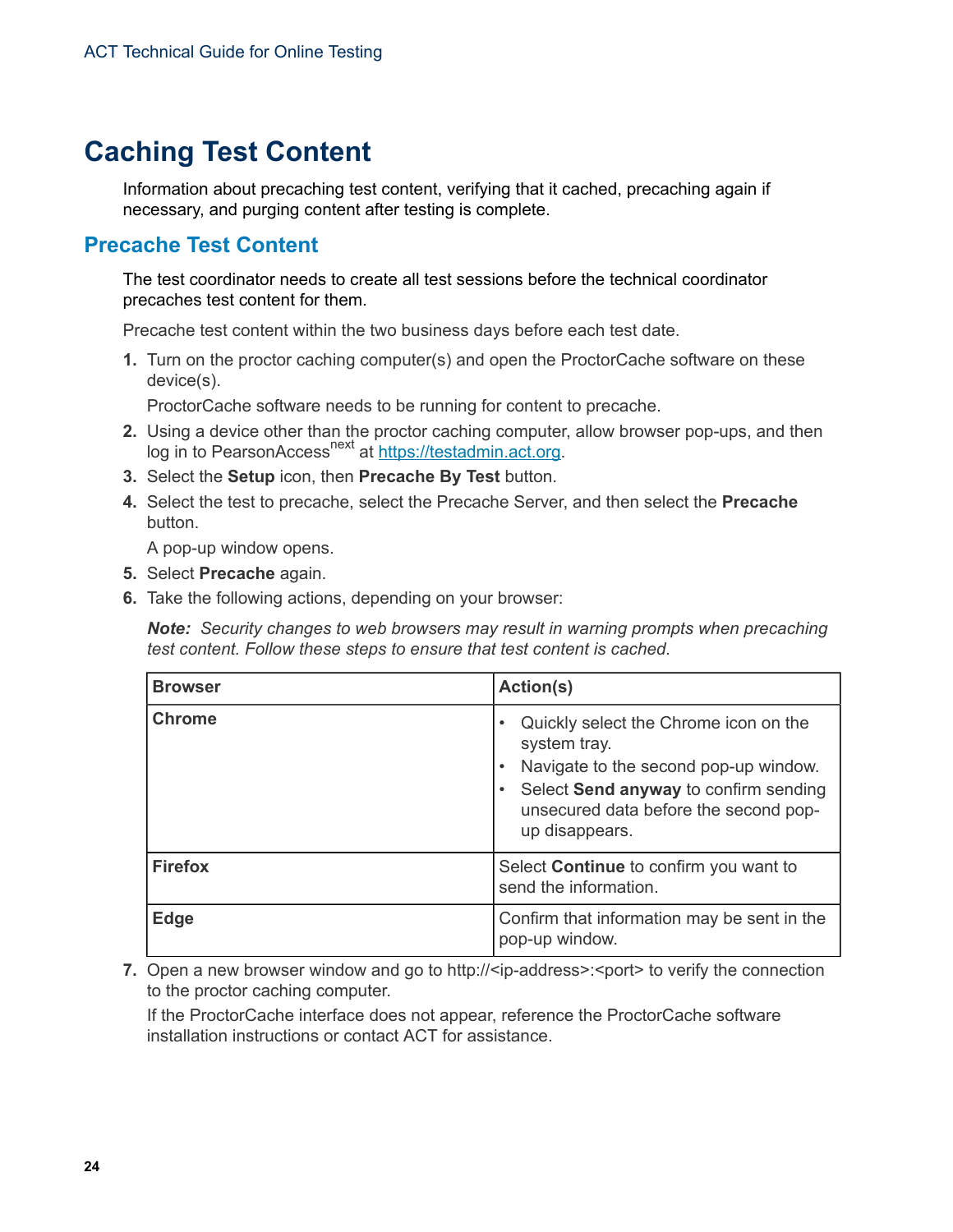# Caching Test Content

Information about precaching test content, verifying that it cached, precaching again if necessary, and purging content after testing is complete.

## Precache Test Content

The test coordinator needs to create all test sessions before the technical coordinator precaches test content for them.

Precache test content within the two business days before each test date.

1. Turn on the proctor caching computer(s) and open the ProctorCache software on these device(s).

   ProctorCache software needs to be running for content to precache.

2. Using a device other than the proctor caching computer, allow browser pop-ups, and then log in to PearsonAccess[next] at [https://testadmin.act.org](https://testadmin.act.org).
3. Select the **Setup** icon, then **Precache By Test** button.
4. Select the test to precache, select the Precache Server, and then select the **Precache** button.

   A pop-up window opens.

5. Select **Precache** again.
6. Take the following actions, depending on your browser:

   ***Note:*** *Security changes to web browsers may result in warning prompts when precaching test content. Follow these steps to ensure that test content is cached.*

   | Browser | Action(s) |
   | --- | --- |
   | **Chrome** | • Quickly select the Chrome icon on the system tray.<br>• Navigate to the second pop-up window.<br>• Select **Send anyway** to confirm sending unsecured data before the second pop-up disappears. |
   | **Firefox** | Select **Continue** to confirm you want to send the information. |
   | **Edge** | Confirm that information may be sent in the pop-up window. |

7. Open a new browser window and go to http://<ip-address>:<port> to verify the connection to the proctor caching computer.

   If the ProctorCache interface does not appear, reference the ProctorCache software installation instructions or contact ACT for assistance.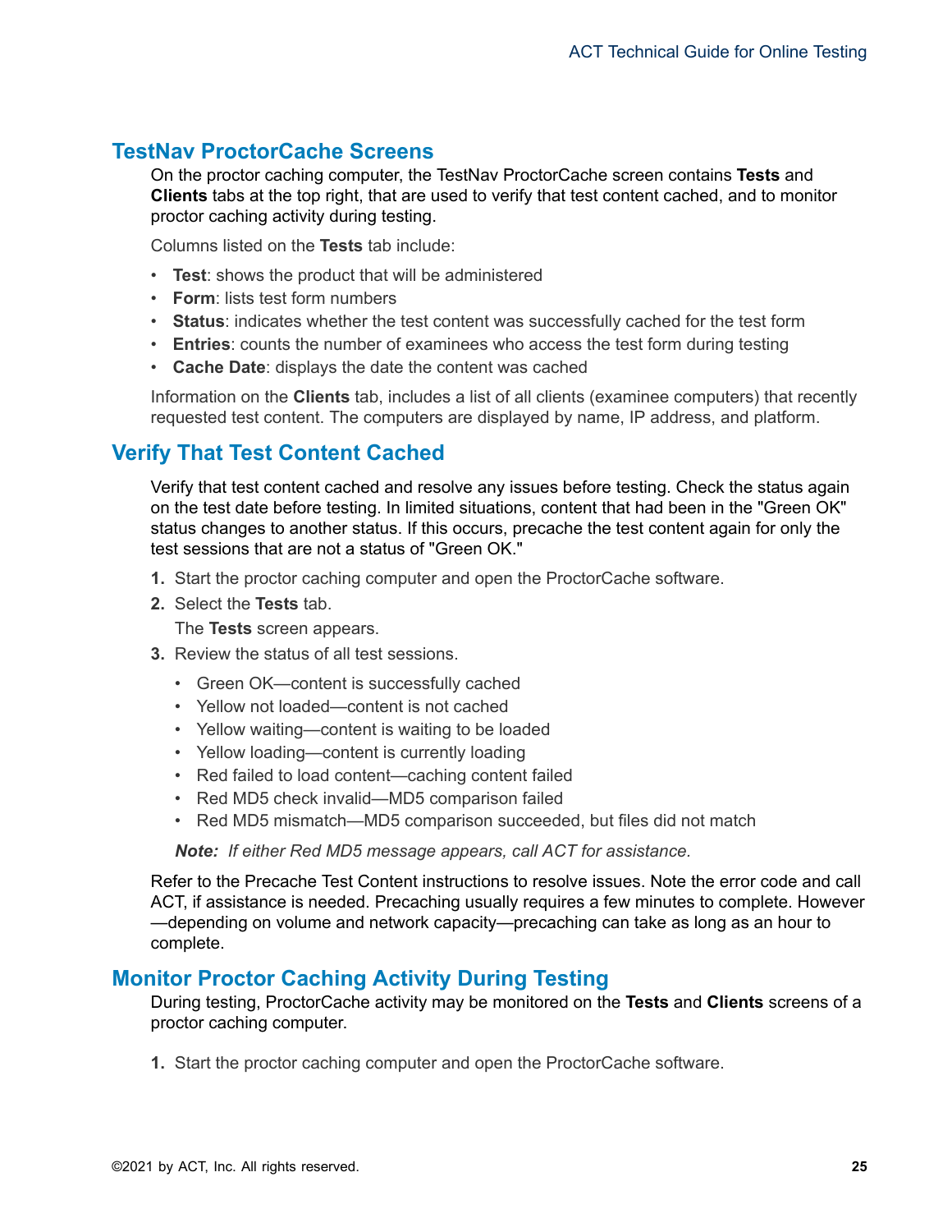## TestNav ProctorCache Screens

On the proctor caching computer, the TestNav ProctorCache screen contains **Tests** and **Clients** tabs at the top right, that are used to verify that test content cached, and to monitor proctor caching activity during testing.

Columns listed on the **Tests** tab include:

- **Test**: shows the product that will be administered
- **Form**: lists test form numbers
- **Status**: indicates whether the test content was successfully cached for the test form
- **Entries**: counts the number of examinees who access the test form during testing
- **Cache Date**: displays the date the content was cached

Information on the **Clients** tab, includes a list of all clients (examinee computers) that recently requested test content. The computers are displayed by name, IP address, and platform.

## Verify That Test Content Cached

Verify that test content cached and resolve any issues before testing. Check the status again on the test date before testing. In limited situations, content that had been in the "Green OK" status changes to another status. If this occurs, precache the test content again for only the test sessions that are not a status of "Green OK."

1. Start the proctor caching computer and open the ProctorCache software.
2. Select the **Tests** tab.

   The **Tests** screen appears.
3. Review the status of all test sessions.
   - Green OK—content is successfully cached
   - Yellow not loaded—content is not cached
   - Yellow waiting—content is waiting to be loaded
   - Yellow loading—content is currently loading
   - Red failed to load content—caching content failed
   - Red MD5 check invalid—MD5 comparison failed
   - Red MD5 mismatch—MD5 comparison succeeded, but files did not match

   ***Note:*** *If either Red MD5 message appears, call ACT for assistance.*

Refer to the Precache Test Content instructions to resolve issues. Note the error code and call ACT, if assistance is needed. Precaching usually requires a few minutes to complete. However—depending on volume and network capacity—precaching can take as long as an hour to complete.

## Monitor Proctor Caching Activity During Testing

During testing, ProctorCache activity may be monitored on the **Tests** and **Clients** screens of a proctor caching computer.

1. Start the proctor caching computer and open the ProctorCache software.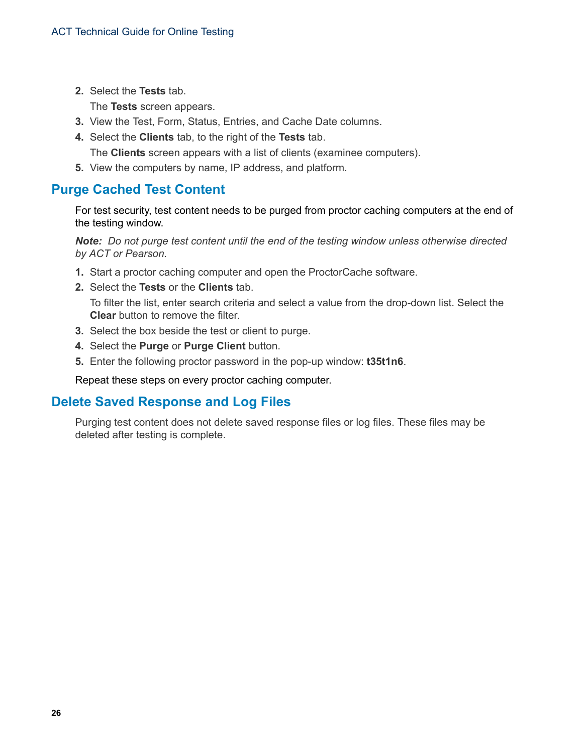2. Select the **Tests** tab.

   The **Tests** screen appears.
3. View the Test, Form, Status, Entries, and Cache Date columns.
4. Select the **Clients** tab, to the right of the **Tests** tab.

   The **Clients** screen appears with a list of clients (examinee computers).
5. View the computers by name, IP address, and platform.

## Purge Cached Test Content

For test security, test content needs to be purged from proctor caching computers at the end of the testing window.

***Note:*** *Do not purge test content until the end of the testing window unless otherwise directed by ACT or Pearson.*

1. Start a proctor caching computer and open the ProctorCache software.
2. Select the **Tests** or the **Clients** tab.

   To filter the list, enter search criteria and select a value from the drop-down list. Select the **Clear** button to remove the filter.
3. Select the box beside the test or client to purge.
4. Select the **Purge** or **Purge Client** button.
5. Enter the following proctor password in the pop-up window: **t35t1n6**.

Repeat these steps on every proctor caching computer.

## Delete Saved Response and Log Files

Purging test content does not delete saved response files or log files. These files may be deleted after testing is complete.